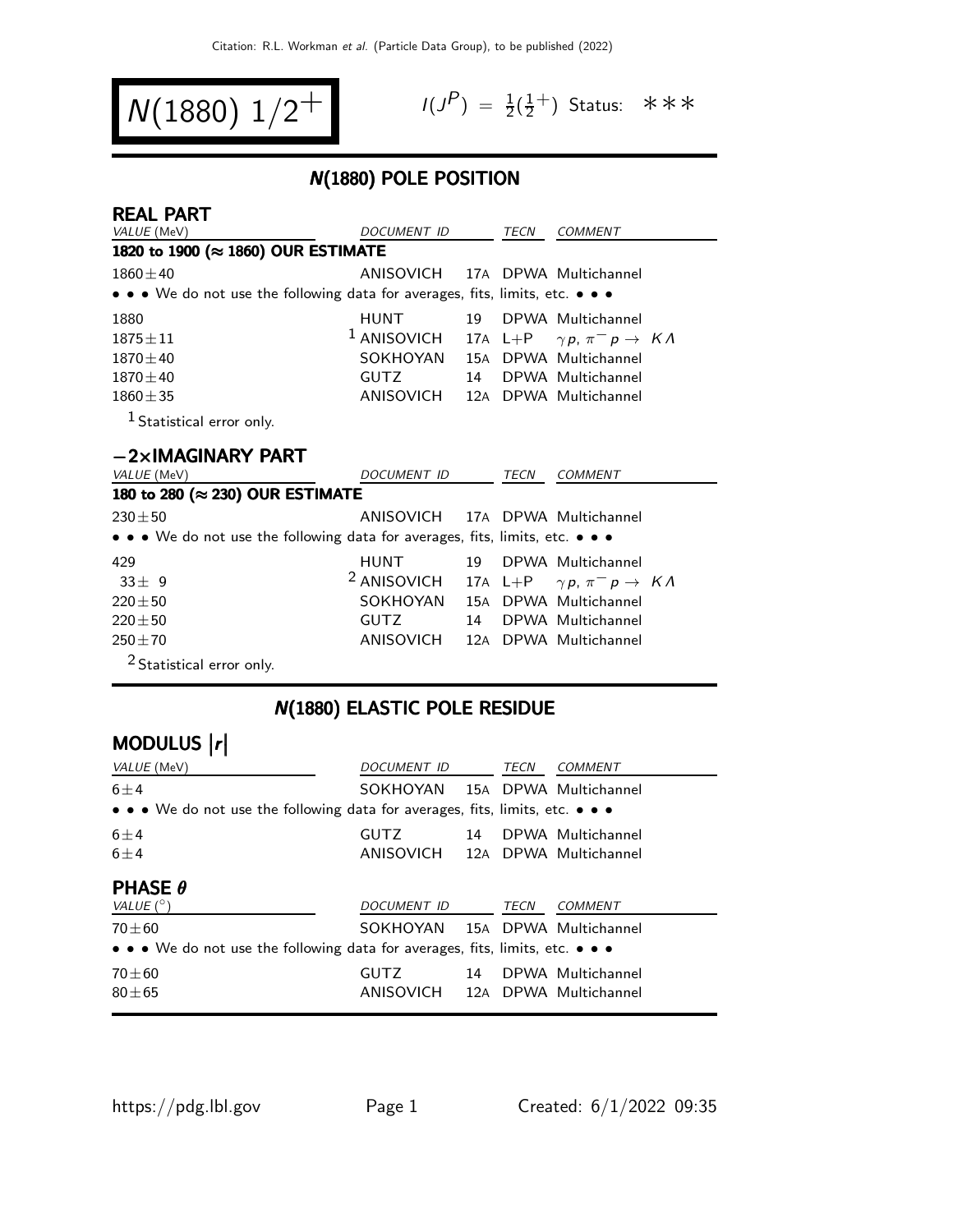# $N(1880)$ $1/2^+$

$I(J^P) = \frac{1}{2}(\frac{1}{2}^+)$ Status: ∗∗∗

## N(1880) POLE POSITION

### REAL PART

| VALUE (MeV) | DOCUMENT ID | | TECN | COMMENT |
|---|---|---|---|---|
| **1820 to 1900 (≈ 1860) OUR ESTIMATE** | | | | |
| 1860±40 | ANISOVICH | 17A | DPWA | Multichannel |
| • • • We do not use the following data for averages, fits, limits, etc. • • • | | | | |
| 1880 | HUNT | 19 | DPWA | Multichannel |
| 1875±11 | [1] ANISOVICH | 17A | L+P | $\gamma p$, $\pi^- p \to K\Lambda$ |
| 1870±40 | SOKHOYAN | 15A | DPWA | Multichannel |
| 1870±40 | GUTZ | 14 | DPWA | Multichannel |
| 1860±35 | ANISOVICH | 12A | DPWA | Multichannel |

[1] Statistical error only.

### −2×IMAGINARY PART

| VALUE (MeV) | DOCUMENT ID | | TECN | COMMENT |
|---|---|---|---|---|
| **180 to 280 (≈ 230) OUR ESTIMATE** | | | | |
| 230±50 | ANISOVICH | 17A | DPWA | Multichannel |
| • • • We do not use the following data for averages, fits, limits, etc. • • • | | | | |
| 429 | HUNT | 19 | DPWA | Multichannel |
| 33± 9 | [2] ANISOVICH | 17A | L+P | $\gamma p$, $\pi^- p \to K\Lambda$ |
| 220±50 | SOKHOYAN | 15A | DPWA | Multichannel |
| 220±50 | GUTZ | 14 | DPWA | Multichannel |
| 250±70 | ANISOVICH | 12A | DPWA | Multichannel |

[2] Statistical error only.

## N(1880) ELASTIC POLE RESIDUE

### MODULUS |r|

| VALUE (MeV) | DOCUMENT ID | | TECN | COMMENT |
|---|---|---|---|---|
| 6±4 | SOKHOYAN | 15A | DPWA | Multichannel |
| • • • We do not use the following data for averages, fits, limits, etc. • • • | | | | |
| 6±4 | GUTZ | 14 | DPWA | Multichannel |
| 6±4 | ANISOVICH | 12A | DPWA | Multichannel |

### PHASE θ

| VALUE (°) | DOCUMENT ID | | TECN | COMMENT |
|---|---|---|---|---|
| 70±60 | SOKHOYAN | 15A | DPWA | Multichannel |
| • • • We do not use the following data for averages, fits, limits, etc. • • • | | | | |
| 70±60 | GUTZ | 14 | DPWA | Multichannel |
| 80±65 | ANISOVICH | 12A | DPWA | Multichannel |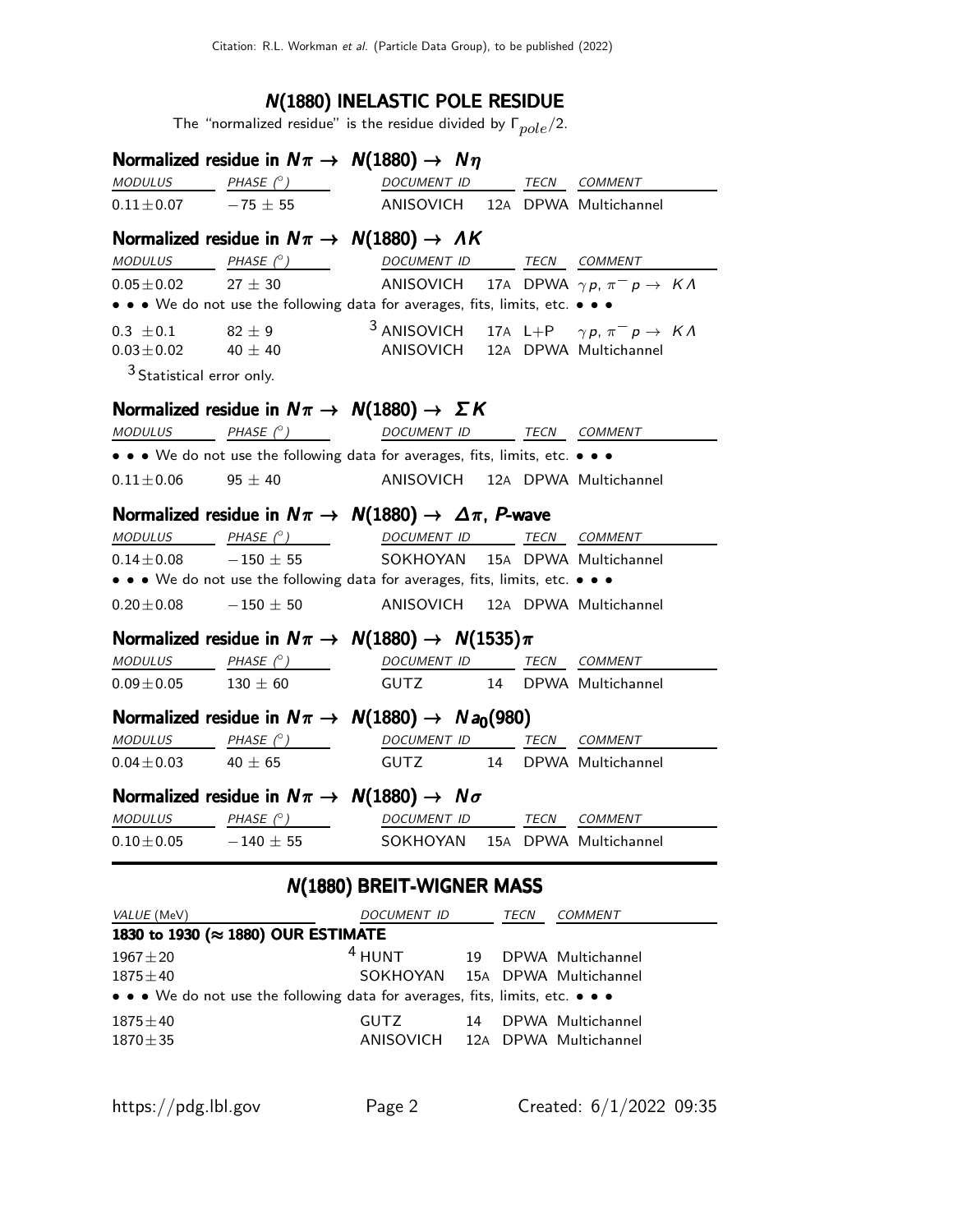## N(1880) INELASTIC POLE RESIDUE

The "normalized residue" is the residue divided by $\Gamma_{pole}/2$.

### Normalized residue in $N\pi \rightarrow N(1880) \rightarrow N\eta$

| MODULUS | PHASE (°) | DOCUMENT ID | | TECN | COMMENT |
|---|---|---|---|---|---|
| $0.11 \pm 0.07$ | $-75 \pm 55$ | ANISOVICH | 12A | DPWA | Multichannel |

### Normalized residue in $N\pi \rightarrow N(1880) \rightarrow \Lambda K$

| MODULUS | PHASE (°) | DOCUMENT ID | | TECN | COMMENT |
|---|---|---|---|---|---|
| $0.05 \pm 0.02$ | $27 \pm 30$ | ANISOVICH | 17A | DPWA | $\gamma p$, $\pi^- p \rightarrow K\Lambda$ |
| • • • We do not use the following data for averages, fits, limits, etc. • • • | | | | | |
| $0.3 \pm 0.1$ | $82 \pm 9$ | [3] ANISOVICH | 17A | L+P | $\gamma p$, $\pi^- p \rightarrow K\Lambda$ |
| $0.03 \pm 0.02$ | $40 \pm 40$ | ANISOVICH | 12A | DPWA | Multichannel |

[3] Statistical error only.

### Normalized residue in $N\pi \rightarrow N(1880) \rightarrow \Sigma K$

| MODULUS | PHASE (°) | DOCUMENT ID | | TECN | COMMENT |
|---|---|---|---|---|---|
| • • • We do not use the following data for averages, fits, limits, etc. • • • | | | | | |
| $0.11 \pm 0.06$ | $95 \pm 40$ | ANISOVICH | 12A | DPWA | Multichannel |

### Normalized residue in $N\pi \rightarrow N(1880) \rightarrow \Delta\pi$, *P*-wave

| MODULUS | PHASE (°) | DOCUMENT ID | | TECN | COMMENT |
|---|---|---|---|---|---|
| $0.14 \pm 0.08$ | $-150 \pm 55$ | SOKHOYAN | 15A | DPWA | Multichannel |
| • • • We do not use the following data for averages, fits, limits, etc. • • • | | | | | |
| $0.20 \pm 0.08$ | $-150 \pm 50$ | ANISOVICH | 12A | DPWA | Multichannel |

### Normalized residue in $N\pi \rightarrow N(1880) \rightarrow N(1535)\pi$

| MODULUS | PHASE (°) | DOCUMENT ID | | TECN | COMMENT |
|---|---|---|---|---|---|
| $0.09 \pm 0.05$ | $130 \pm 60$ | GUTZ | 14 | DPWA | Multichannel |

### Normalized residue in $N\pi \rightarrow N(1880) \rightarrow N a_0(980)$

| MODULUS | PHASE (°) | DOCUMENT ID | | TECN | COMMENT |
|---|---|---|---|---|---|
| $0.04 \pm 0.03$ | $40 \pm 65$ | GUTZ | 14 | DPWA | Multichannel |

### Normalized residue in $N\pi \rightarrow N(1880) \rightarrow N\sigma$

| MODULUS | PHASE (°) | DOCUMENT ID | | TECN | COMMENT |
|---|---|---|---|---|---|
| $0.10 \pm 0.05$ | $-140 \pm 55$ | SOKHOYAN | 15A | DPWA | Multichannel |

## N(1880) BREIT-WIGNER MASS

| VALUE (MeV) | DOCUMENT ID | | TECN | COMMENT |
|---|---|---|---|---|
| **1830 to 1930 (≈ 1880) OUR ESTIMATE** | | | | |
| $1967 \pm 20$ | [4] HUNT | 19 | DPWA | Multichannel |
| $1875 \pm 40$ | SOKHOYAN | 15A | DPWA | Multichannel |
| • • • We do not use the following data for averages, fits, limits, etc. • • • | | | | |
| $1875 \pm 40$ | GUTZ | 14 | DPWA | Multichannel |
| $1870 \pm 35$ | ANISOVICH | 12A | DPWA | Multichannel |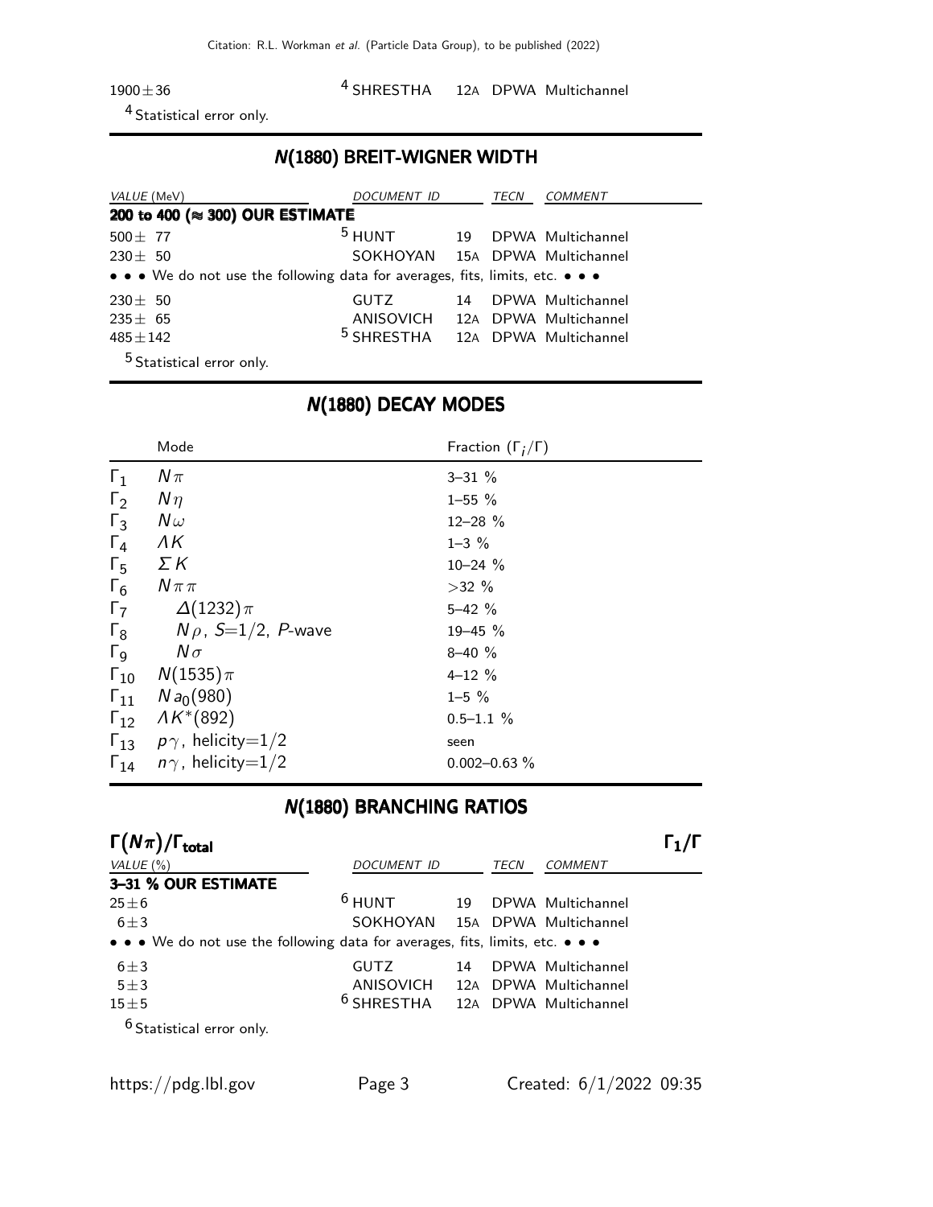| | | | |
|---|---|---|---|
| $1900 \pm 36$ | [4] SHRESTHA | 12A | DPWA Multichannel |

[4] Statistical error only.

## N(1880) BREIT-WIGNER WIDTH

| VALUE (MeV) | DOCUMENT ID | | TECN | COMMENT |
|---|---|---|---|---|
| **200 to 400 (≈ 300) OUR ESTIMATE** | | | | |
| $500 \pm 77$ | [5] HUNT | 19 | DPWA | Multichannel |
| $230 \pm 50$ | SOKHOYAN | 15A | DPWA | Multichannel |
| • • • We do not use the following data for averages, fits, limits, etc. • • • | | | | |
| $230 \pm 50$ | GUTZ | 14 | DPWA | Multichannel |
| $235 \pm 65$ | ANISOVICH | 12A | DPWA | Multichannel |
| $485 \pm 142$ | [5] SHRESTHA | 12A | DPWA | Multichannel |

[5] Statistical error only.

## N(1880) DECAY MODES

| | Mode | Fraction ($\Gamma_i/\Gamma$) |
|---|---|---|
| $\Gamma_1$ | $N\pi$ | 3–31 % |
| $\Gamma_2$ | $N\eta$ | 1–55 % |
| $\Gamma_3$ | $N\omega$ | 12–28 % |
| $\Gamma_4$ | $\Lambda K$ | 1–3 % |
| $\Gamma_5$ | $\Sigma K$ | 10–24 % |
| $\Gamma_6$ | $N\pi\pi$ | >32 % |
| $\Gamma_7$ | $\Delta(1232)\pi$ | 5–42 % |
| $\Gamma_8$ | $N\rho$, $S$=1/2, $P$-wave | 19–45 % |
| $\Gamma_9$ | $N\sigma$ | 8–40 % |
| $\Gamma_{10}$ | $N(1535)\pi$ | 4–12 % |
| $\Gamma_{11}$ | $N a_0(980)$ | 1–5 % |
| $\Gamma_{12}$ | $\Lambda K^*(892)$ | 0.5–1.1 % |
| $\Gamma_{13}$ | $p\gamma$, helicity=1/2 | seen |
| $\Gamma_{14}$ | $n\gamma$, helicity=1/2 | 0.002–0.63 % |

## N(1880) BRANCHING RATIOS

### $\Gamma(N\pi)/\Gamma_{total}$ — $\Gamma_1/\Gamma$

| VALUE (%) | DOCUMENT ID | | TECN | COMMENT |
|---|---|---|---|---|
| **3–31 % OUR ESTIMATE** | | | | |
| $25 \pm 6$ | [6] HUNT | 19 | DPWA | Multichannel |
| $6 \pm 3$ | SOKHOYAN | 15A | DPWA | Multichannel |
| • • • We do not use the following data for averages, fits, limits, etc. • • • | | | | |
| $6 \pm 3$ | GUTZ | 14 | DPWA | Multichannel |
| $5 \pm 3$ | ANISOVICH | 12A | DPWA | Multichannel |
| $15 \pm 5$ | [6] SHRESTHA | 12A | DPWA | Multichannel |

[6] Statistical error only.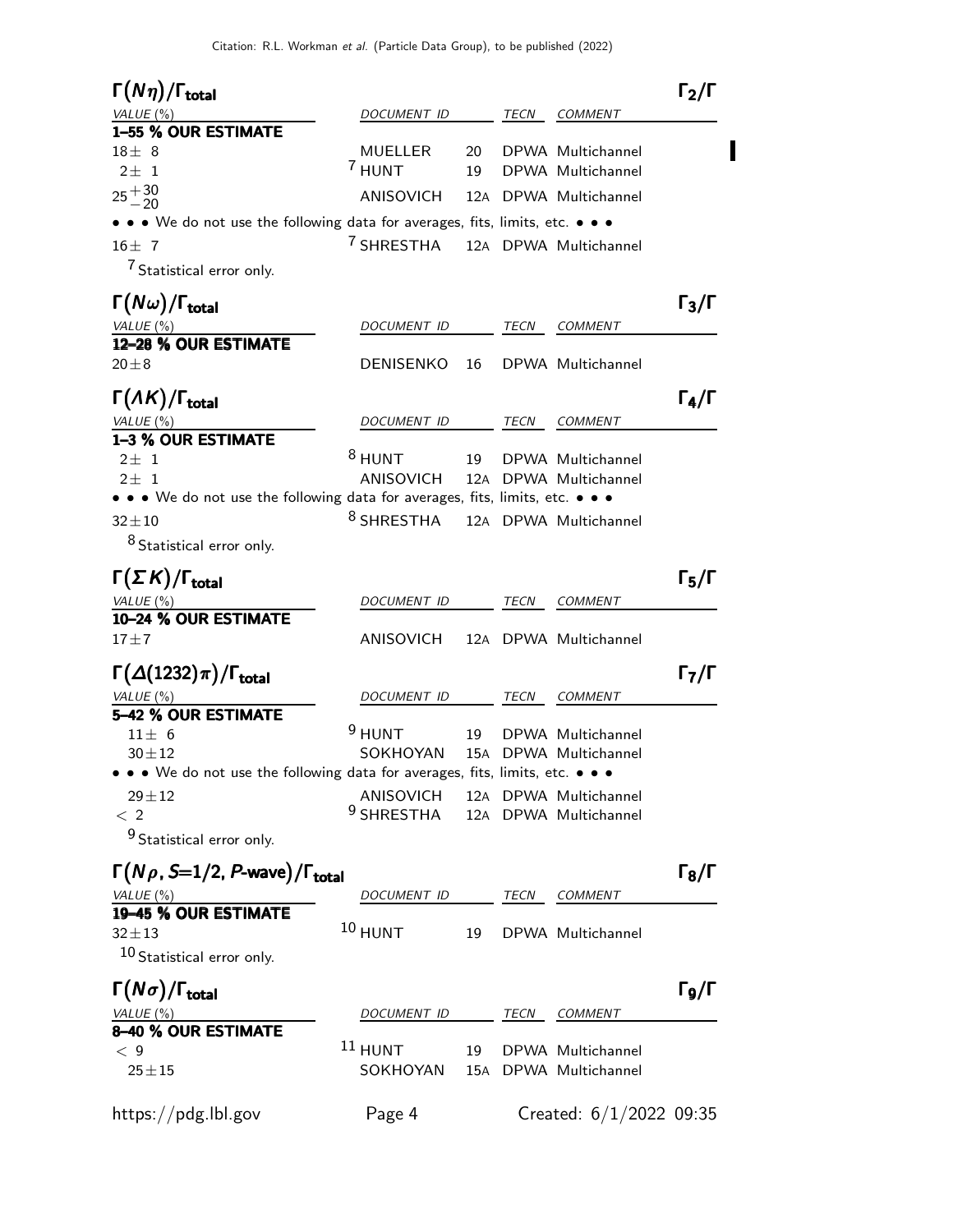### $\Gamma(N\eta)/\Gamma_{total}$ — $\Gamma_2/\Gamma$

| VALUE (%) | DOCUMENT ID | | TECN | COMMENT |
|---|---|---|---|---|
| **1–55 % OUR ESTIMATE** | | | | |
| $18\pm 8$ | MUELLER | 20 | DPWA | Multichannel |
| $2\pm 1$ | [7] HUNT | 19 | DPWA | Multichannel |
| $25^{+30}_{-20}$ | ANISOVICH | 12A | DPWA | Multichannel |
| • • • We do not use the following data for averages, fits, limits, etc. • • • | | | | |
| $16\pm 7$ | [7] SHRESTHA | 12A | DPWA | Multichannel |

[7] Statistical error only.

### $\Gamma(N\omega)/\Gamma_{total}$ — $\Gamma_3/\Gamma$

| VALUE (%) | DOCUMENT ID | | TECN | COMMENT |
|---|---|---|---|---|
| **12–28 % OUR ESTIMATE** | | | | |
| $20\pm 8$ | DENISENKO | 16 | DPWA | Multichannel |

### $\Gamma(\Lambda K)/\Gamma_{total}$ — $\Gamma_4/\Gamma$

| VALUE (%) | DOCUMENT ID | | TECN | COMMENT |
|---|---|---|---|---|
| **1–3 % OUR ESTIMATE** | | | | |
| $2\pm 1$ | [8] HUNT | 19 | DPWA | Multichannel |
| $2\pm 1$ | ANISOVICH | 12A | DPWA | Multichannel |
| • • • We do not use the following data for averages, fits, limits, etc. • • • | | | | |
| $32\pm 10$ | [8] SHRESTHA | 12A | DPWA | Multichannel |

[8] Statistical error only.

### $\Gamma(\Sigma K)/\Gamma_{total}$ — $\Gamma_5/\Gamma$

| VALUE (%) | DOCUMENT ID | | TECN | COMMENT |
|---|---|---|---|---|
| **10–24 % OUR ESTIMATE** | | | | |
| $17\pm 7$ | ANISOVICH | 12A | DPWA | Multichannel |

### $\Gamma(\Delta(1232)\pi)/\Gamma_{total}$ — $\Gamma_7/\Gamma$

| VALUE (%) | DOCUMENT ID | | TECN | COMMENT |
|---|---|---|---|---|
| **5–42 % OUR ESTIMATE** | | | | |
| $11\pm 6$ | [9] HUNT | 19 | DPWA | Multichannel |
| $30\pm 12$ | SOKHOYAN | 15A | DPWA | Multichannel |
| • • • We do not use the following data for averages, fits, limits, etc. • • • | | | | |
| $29\pm 12$ | ANISOVICH | 12A | DPWA | Multichannel |
| $< 2$ | [9] SHRESTHA | 12A | DPWA | Multichannel |

[9] Statistical error only.

### $\Gamma(N\rho, S=1/2, P\text{-wave})/\Gamma_{total}$ — $\Gamma_8/\Gamma$

| VALUE (%) | DOCUMENT ID | | TECN | COMMENT |
|---|---|---|---|---|
| **19–45 % OUR ESTIMATE** | | | | |
| $32\pm 13$ | [10] HUNT | 19 | DPWA | Multichannel |

[10] Statistical error only.

### $\Gamma(N\sigma)/\Gamma_{total}$ — $\Gamma_9/\Gamma$

| VALUE (%) | DOCUMENT ID | | TECN | COMMENT |
|---|---|---|---|---|
| **8–40 % OUR ESTIMATE** | | | | |
| $< 9$ | [11] HUNT | 19 | DPWA | Multichannel |
| $25\pm 15$ | SOKHOYAN | 15A | DPWA | Multichannel |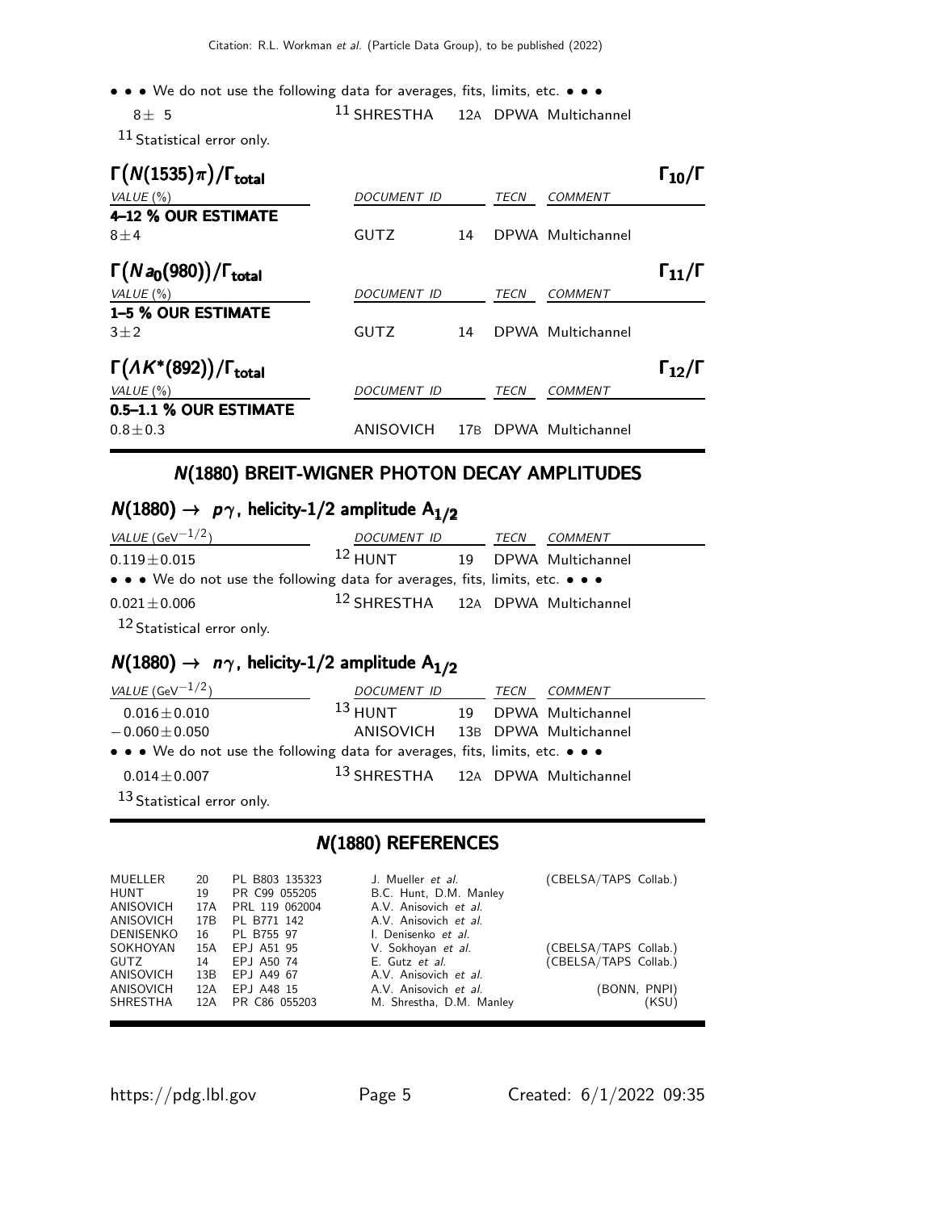• • • We do not use the following data for averages, fits, limits, etc. • • •

| | | | |
|---|---|---|---|
| 8± 5 | [11] SHRESTHA | 12A | DPWA Multichannel |

[11] Statistical error only.

### $\Gamma(N(1535)\pi)/\Gamma_{total}$ $\Gamma_{10}/\Gamma$

| VALUE (%) | DOCUMENT ID | | TECN | COMMENT |
|---|---|---|---|---|
| **4–12 % OUR ESTIMATE** | | | | |
| 8±4 | GUTZ | 14 | DPWA | Multichannel |

### $\Gamma(N a_0(980))/\Gamma_{total}$ $\Gamma_{11}/\Gamma$

| VALUE (%) | DOCUMENT ID | | TECN | COMMENT |
|---|---|---|---|---|
| **1–5 % OUR ESTIMATE** | | | | |
| 3±2 | GUTZ | 14 | DPWA | Multichannel |

### $\Gamma(\Lambda K^*(892))/\Gamma_{total}$ $\Gamma_{12}/\Gamma$

| VALUE (%) | DOCUMENT ID | | TECN | COMMENT |
|---|---|---|---|---|
| **0.5–1.1 % OUR ESTIMATE** | | | | |
| 0.8±0.3 | ANISOVICH | 17B | DPWA | Multichannel |

## N(1880) BREIT-WIGNER PHOTON DECAY AMPLITUDES

### $N(1880) \to p\gamma$, helicity-1/2 amplitude $A_{1/2}$

| VALUE ($GeV^{-1/2}$) | DOCUMENT ID | | TECN | COMMENT |
|---|---|---|---|---|
| 0.119±0.015 | [12] HUNT | 19 | DPWA | Multichannel |
| • • • We do not use the following data for averages, fits, limits, etc. • • • | | | | |
| 0.021±0.006 | [12] SHRESTHA | 12A | DPWA | Multichannel |

[12] Statistical error only.

### $N(1880) \to n\gamma$, helicity-1/2 amplitude $A_{1/2}$

| VALUE ($GeV^{-1/2}$) | DOCUMENT ID | | TECN | COMMENT |
|---|---|---|---|---|
| 0.016±0.010 | [13] HUNT | 19 | DPWA | Multichannel |
| −0.060±0.050 | ANISOVICH | 13B | DPWA | Multichannel |
| • • • We do not use the following data for averages, fits, limits, etc. • • • | | | | |
| 0.014±0.007 | [13] SHRESTHA | 12A | DPWA | Multichannel |

[13] Statistical error only.

## N(1880) REFERENCES

| | | | | |
|---|---|---|---|---|
| MUELLER | 20 | PL B803 135323 | J. Mueller *et al.* | (CBELSA/TAPS Collab.) |
| HUNT | 19 | PR C99 055205 | B.C. Hunt, D.M. Manley | |
| ANISOVICH | 17A | PRL 119 062004 | A.V. Anisovich *et al.* | |
| ANISOVICH | 17B | PL B771 142 | A.V. Anisovich *et al.* | |
| DENISENKO | 16 | PL B755 97 | I. Denisenko *et al.* | |
| SOKHOYAN | 15A | EPJ A51 95 | V. Sokhoyan *et al.* | (CBELSA/TAPS Collab.) |
| GUTZ | 14 | EPJ A50 74 | E. Gutz *et al.* | (CBELSA/TAPS Collab.) |
| ANISOVICH | 13B | EPJ A49 67 | A.V. Anisovich *et al.* | |
| ANISOVICH | 12A | EPJ A48 15 | A.V. Anisovich *et al.* | (BONN, PNPI) |
| SHRESTHA | 12A | PR C86 055203 | M. Shrestha, D.M. Manley | (KSU) |